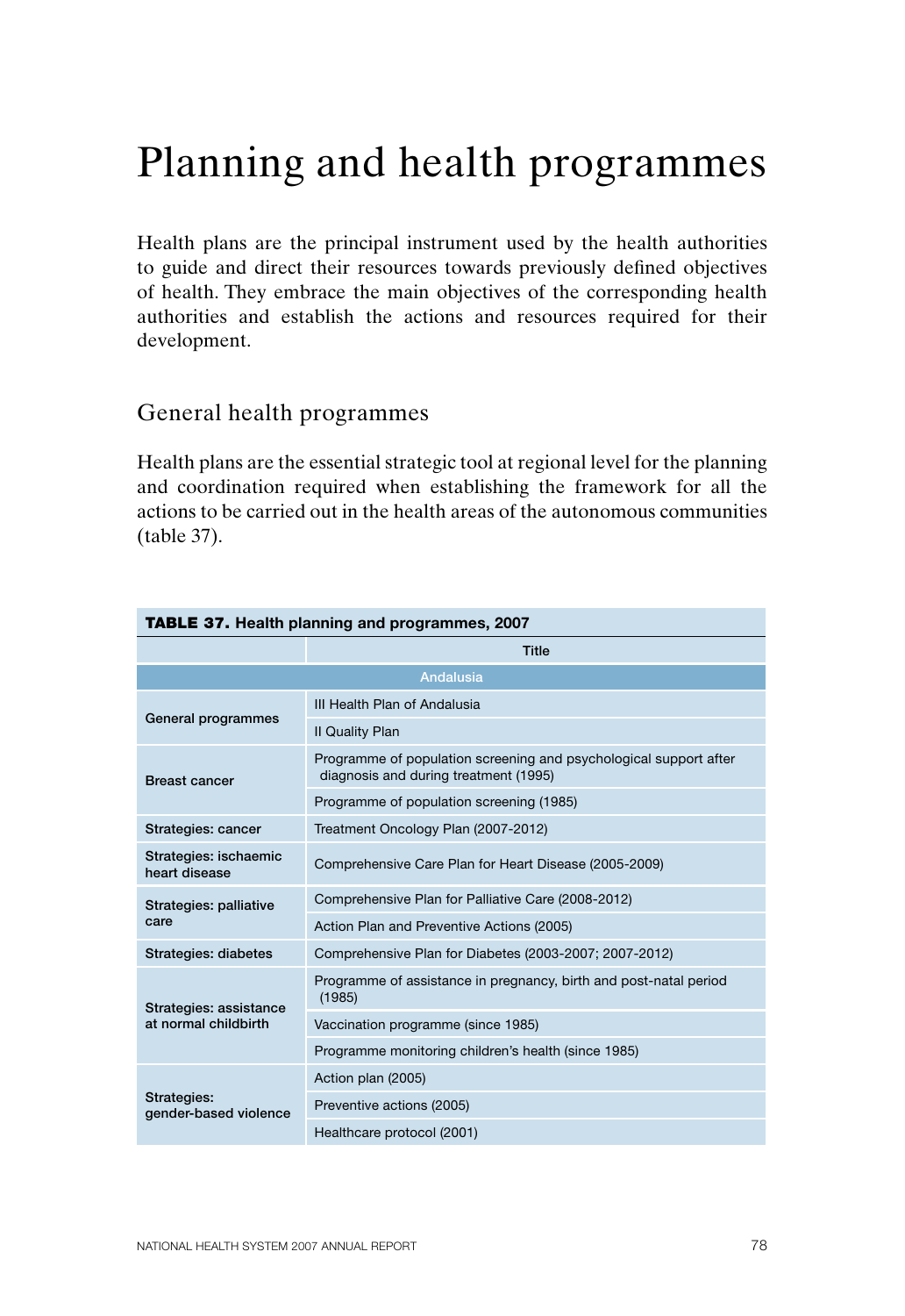# Planning and health programmes

Health plans are the principal instrument used by the health authorities to guide and direct their resources towards previously defined objectives of health. They embrace the main objectives of the corresponding health authorities and establish the actions and resources required for their development.

## General health programmes

Health plans are the essential strategic tool at regional level for the planning and coordination required when establishing the framework for all the actions to be carried out in the health areas of the autonomous communities (table 37).

**TABLE 37. Health planning and programmes, 2007**

| | Title |
|---|---|
| **Andalusia** | |
| General programmes | III Health Plan of Andalusia |
| | II Quality Plan |
| Breast cancer | Programme of population screening and psychological support after diagnosis and during treatment (1995) |
| | Programme of population screening (1985) |
| Strategies: cancer | Treatment Oncology Plan (2007-2012) |
| Strategies: ischaemic heart disease | Comprehensive Care Plan for Heart Disease (2005-2009) |
| Strategies: palliative care | Comprehensive Plan for Palliative Care (2008-2012) |
| | Action Plan and Preventive Actions (2005) |
| Strategies: diabetes | Comprehensive Plan for Diabetes (2003-2007; 2007-2012) |
| Strategies: assistance at normal childbirth | Programme of assistance in pregnancy, birth and post-natal period (1985) |
| | Vaccination programme (since 1985) |
| | Programme monitoring children's health (since 1985) |
| Strategies: gender-based violence | Action plan (2005) |
| | Preventive actions (2005) |
| | Healthcare protocol (2001) |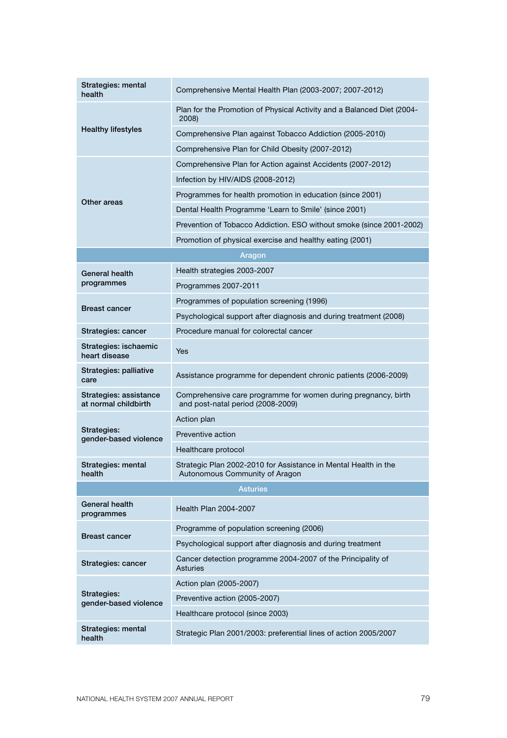| | |
|---|---|
| **Strategies: mental health** | Comprehensive Mental Health Plan (2003-2007; 2007-2012) |
| **Healthy lifestyles** | Plan for the Promotion of Physical Activity and a Balanced Diet (2004-2008) |
| | Comprehensive Plan against Tobacco Addiction (2005-2010) |
| | Comprehensive Plan for Child Obesity (2007-2012) |
| **Other areas** | Comprehensive Plan for Action against Accidents (2007-2012) |
| | Infection by HIV/AIDS (2008-2012) |
| | Programmes for health promotion in education (since 2001) |
| | Dental Health Programme 'Learn to Smile' (since 2001) |
| | Prevention of Tobacco Addiction. ESO without smoke (since 2001-2002) |
| | Promotion of physical exercise and healthy eating (2001) |
| **Aragon** | |
| **General health programmes** | Health strategies 2003-2007 |
| | Programmes 2007-2011 |
| **Breast cancer** | Programmes of population screening (1996) |
| | Psychological support after diagnosis and during treatment (2008) |
| **Strategies: cancer** | Procedure manual for colorectal cancer |
| **Strategies: ischaemic heart disease** | Yes |
| **Strategies: palliative care** | Assistance programme for dependent chronic patients (2006-2009) |
| **Strategies: assistance at normal childbirth** | Comprehensive care programme for women during pregnancy, birth and post-natal period (2008-2009) |
| **Strategies: gender-based violence** | Action plan |
| | Preventive action |
| | Healthcare protocol |
| **Strategies: mental health** | Strategic Plan 2002-2010 for Assistance in Mental Health in the Autonomous Community of Aragon |
| **Asturies** | |
| **General health programmes** | Health Plan 2004-2007 |
| **Breast cancer** | Programme of population screening (2006) |
| | Psychological support after diagnosis and during treatment |
| **Strategies: cancer** | Cancer detection programme 2004-2007 of the Principality of Asturies |
| **Strategies: gender-based violence** | Action plan (2005-2007) |
| | Preventive action (2005-2007) |
| | Healthcare protocol (since 2003) |
| **Strategies: mental health** | Strategic Plan 2001/2003: preferential lines of action 2005/2007 |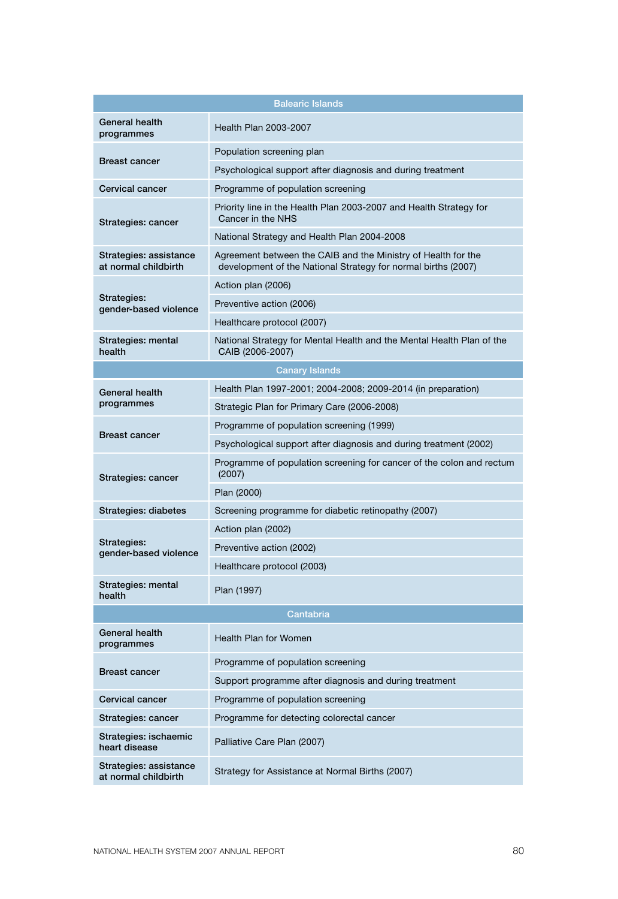| Balearic Islands | |
|---|---|
| General health programmes | Health Plan 2003-2007 |
| Breast cancer | Population screening plan |
| | Psychological support after diagnosis and during treatment |
| Cervical cancer | Programme of population screening |
| Strategies: cancer | Priority line in the Health Plan 2003-2007 and Health Strategy for Cancer in the NHS |
| | National Strategy and Health Plan 2004-2008 |
| Strategies: assistance at normal childbirth | Agreement between the CAIB and the Ministry of Health for the development of the National Strategy for normal births (2007) |
| Strategies: gender-based violence | Action plan (2006) |
| | Preventive action (2006) |
| | Healthcare protocol (2007) |
| Strategies: mental health | National Strategy for Mental Health and the Mental Health Plan of the CAIB (2006-2007) |
| **Canary Islands** | |
| General health programmes | Health Plan 1997-2001; 2004-2008; 2009-2014 (in preparation) |
| | Strategic Plan for Primary Care (2006-2008) |
| Breast cancer | Programme of population screening (1999) |
| | Psychological support after diagnosis and during treatment (2002) |
| Strategies: cancer | Programme of population screening for cancer of the colon and rectum (2007) |
| | Plan (2000) |
| Strategies: diabetes | Screening programme for diabetic retinopathy (2007) |
| Strategies: gender-based violence | Action plan (2002) |
| | Preventive action (2002) |
| | Healthcare protocol (2003) |
| Strategies: mental health | Plan (1997) |
| **Cantabria** | |
| General health programmes | Health Plan for Women |
| Breast cancer | Programme of population screening |
| | Support programme after diagnosis and during treatment |
| Cervical cancer | Programme of population screening |
| Strategies: cancer | Programme for detecting colorectal cancer |
| Strategies: ischaemic heart disease | Palliative Care Plan (2007) |
| Strategies: assistance at normal childbirth | Strategy for Assistance at Normal Births (2007) |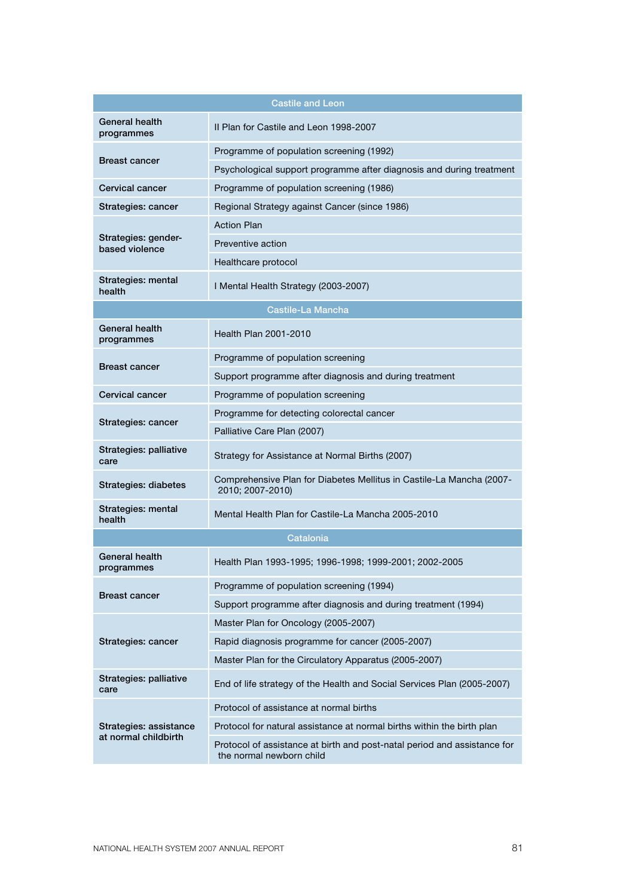| Castile and Leon | |
|---|---|
| General health programmes | II Plan for Castile and Leon 1998-2007 |
| Breast cancer | Programme of population screening (1992) |
| | Psychological support programme after diagnosis and during treatment |
| Cervical cancer | Programme of population screening (1986) |
| Strategies: cancer | Regional Strategy against Cancer (since 1986) |
| Strategies: gender-based violence | Action Plan |
| | Preventive action |
| | Healthcare protocol |
| Strategies: mental health | I Mental Health Strategy (2003-2007) |
| **Castile-La Mancha** | |
| General health programmes | Health Plan 2001-2010 |
| Breast cancer | Programme of population screening |
| | Support programme after diagnosis and during treatment |
| Cervical cancer | Programme of population screening |
| Strategies: cancer | Programme for detecting colorectal cancer |
| | Palliative Care Plan (2007) |
| Strategies: palliative care | Strategy for Assistance at Normal Births (2007) |
| Strategies: diabetes | Comprehensive Plan for Diabetes Mellitus in Castile-La Mancha (2007-2010; 2007-2010) |
| Strategies: mental health | Mental Health Plan for Castile-La Mancha 2005-2010 |
| **Catalonia** | |
| General health programmes | Health Plan 1993-1995; 1996-1998; 1999-2001; 2002-2005 |
| Breast cancer | Programme of population screening (1994) |
| | Support programme after diagnosis and during treatment (1994) |
| Strategies: cancer | Master Plan for Oncology (2005-2007) |
| | Rapid diagnosis programme for cancer (2005-2007) |
| | Master Plan for the Circulatory Apparatus (2005-2007) |
| Strategies: palliative care | End of life strategy of the Health and Social Services Plan (2005-2007) |
| Strategies: assistance at normal childbirth | Protocol of assistance at normal births |
| | Protocol for natural assistance at normal births within the birth plan |
| | Protocol of assistance at birth and post-natal period and assistance for the normal newborn child |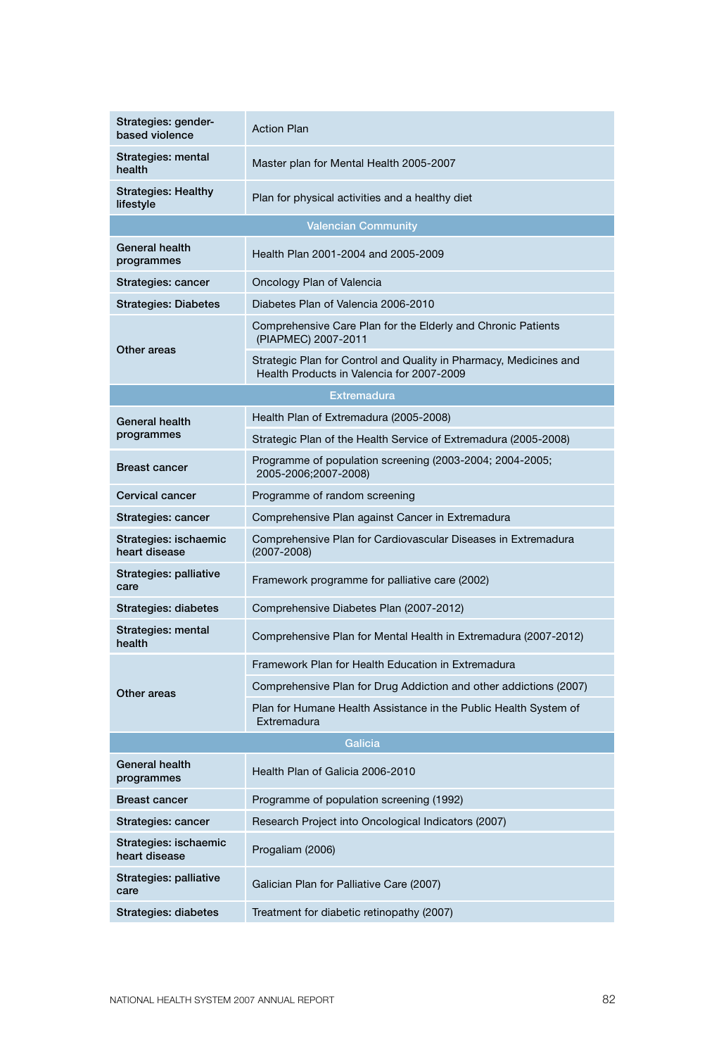| | |
|---|---|
| **Strategies: gender-based violence** | Action Plan |
| **Strategies: mental health** | Master plan for Mental Health 2005-2007 |
| **Strategies: Healthy lifestyle** | Plan for physical activities and a healthy diet |
| **Valencian Community** | |
| **General health programmes** | Health Plan 2001-2004 and 2005-2009 |
| **Strategies: cancer** | Oncology Plan of Valencia |
| **Strategies: Diabetes** | Diabetes Plan of Valencia 2006-2010 |
| **Other areas** | Comprehensive Care Plan for the Elderly and Chronic Patients (PIAPMEC) 2007-2011 |
| | Strategic Plan for Control and Quality in Pharmacy, Medicines and Health Products in Valencia for 2007-2009 |
| **Extremadura** | |
| **General health programmes** | Health Plan of Extremadura (2005-2008) |
| | Strategic Plan of the Health Service of Extremadura (2005-2008) |
| **Breast cancer** | Programme of population screening (2003-2004; 2004-2005; 2005-2006;2007-2008) |
| **Cervical cancer** | Programme of random screening |
| **Strategies: cancer** | Comprehensive Plan against Cancer in Extremadura |
| **Strategies: ischaemic heart disease** | Comprehensive Plan for Cardiovascular Diseases in Extremadura (2007-2008) |
| **Strategies: palliative care** | Framework programme for palliative care (2002) |
| **Strategies: diabetes** | Comprehensive Diabetes Plan (2007-2012) |
| **Strategies: mental health** | Comprehensive Plan for Mental Health in Extremadura (2007-2012) |
| **Other areas** | Framework Plan for Health Education in Extremadura |
| | Comprehensive Plan for Drug Addiction and other addictions (2007) |
| | Plan for Humane Health Assistance in the Public Health System of Extremadura |
| **Galicia** | |
| **General health programmes** | Health Plan of Galicia 2006-2010 |
| **Breast cancer** | Programme of population screening (1992) |
| **Strategies: cancer** | Research Project into Oncological Indicators (2007) |
| **Strategies: ischaemic heart disease** | Progaliam (2006) |
| **Strategies: palliative care** | Galician Plan for Palliative Care (2007) |
| **Strategies: diabetes** | Treatment for diabetic retinopathy (2007) |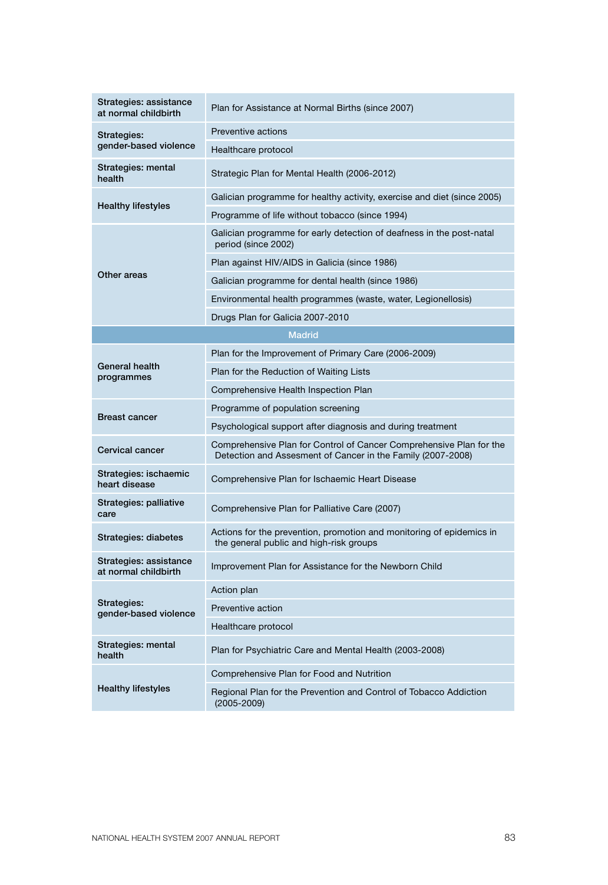| | |
|---|---|
| Strategies: assistance at normal childbirth | Plan for Assistance at Normal Births (since 2007) |
| Strategies: gender-based violence | Preventive actions |
| | Healthcare protocol |
| Strategies: mental health | Strategic Plan for Mental Health (2006-2012) |
| Healthy lifestyles | Galician programme for healthy activity, exercise and diet (since 2005) |
| | Programme of life without tobacco (since 1994) |
| Other areas | Galician programme for early detection of deafness in the post-natal period (since 2002) |
| | Plan against HIV/AIDS in Galicia (since 1986) |
| | Galician programme for dental health (since 1986) |
| | Environmental health programmes (waste, water, Legionellosis) |
| | Drugs Plan for Galicia 2007-2010 |
| **Madrid** | |
| General health programmes | Plan for the Improvement of Primary Care (2006-2009) |
| | Plan for the Reduction of Waiting Lists |
| | Comprehensive Health Inspection Plan |
| Breast cancer | Programme of population screening |
| | Psychological support after diagnosis and during treatment |
| Cervical cancer | Comprehensive Plan for Control of Cancer Comprehensive Plan for the Detection and Assesment of Cancer in the Family (2007-2008) |
| Strategies: ischaemic heart disease | Comprehensive Plan for Ischaemic Heart Disease |
| Strategies: palliative care | Comprehensive Plan for Palliative Care (2007) |
| Strategies: diabetes | Actions for the prevention, promotion and monitoring of epidemics in the general public and high-risk groups |
| Strategies: assistance at normal childbirth | Improvement Plan for Assistance for the Newborn Child |
| Strategies: gender-based violence | Action plan |
| | Preventive action |
| | Healthcare protocol |
| Strategies: mental health | Plan for Psychiatric Care and Mental Health (2003-2008) |
| Healthy lifestyles | Comprehensive Plan for Food and Nutrition |
| | Regional Plan for the Prevention and Control of Tobacco Addiction (2005-2009) |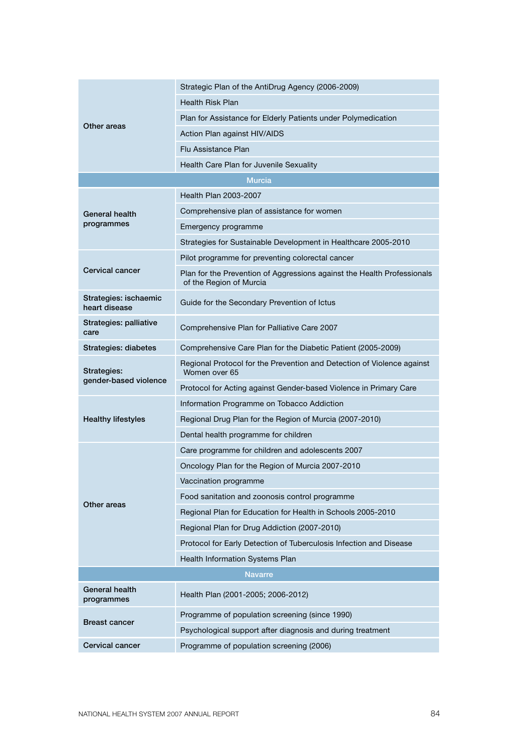| | |
|---|---|
| Other areas | Strategic Plan of the AntiDrug Agency (2006-2009) |
| | Health Risk Plan |
| | Plan for Assistance for Elderly Patients under Polymedication |
| | Action Plan against HIV/AIDS |
| | Flu Assistance Plan |
| | Health Care Plan for Juvenile Sexuality |
| **Murcia** | |
| General health programmes | Health Plan 2003-2007 |
| | Comprehensive plan of assistance for women |
| | Emergency programme |
| | Strategies for Sustainable Development in Healthcare 2005-2010 |
| Cervical cancer | Pilot programme for preventing colorectal cancer |
| | Plan for the Prevention of Aggressions against the Health Professionals of the Region of Murcia |
| Strategies: ischaemic heart disease | Guide for the Secondary Prevention of Ictus |
| Strategies: palliative care | Comprehensive Plan for Palliative Care 2007 |
| Strategies: diabetes | Comprehensive Care Plan for the Diabetic Patient (2005-2009) |
| Strategies: gender-based violence | Regional Protocol for the Prevention and Detection of Violence against Women over 65 |
| | Protocol for Acting against Gender-based Violence in Primary Care |
| Healthy lifestyles | Information Programme on Tobacco Addiction |
| | Regional Drug Plan for the Region of Murcia (2007-2010) |
| | Dental health programme for children |
| Other areas | Care programme for children and adolescents 2007 |
| | Oncology Plan for the Region of Murcia 2007-2010 |
| | Vaccination programme |
| | Food sanitation and zoonosis control programme |
| | Regional Plan for Education for Health in Schools 2005-2010 |
| | Regional Plan for Drug Addiction (2007-2010) |
| | Protocol for Early Detection of Tuberculosis Infection and Disease |
| | Health Information Systems Plan |
| **Navarre** | |
| General health programmes | Health Plan (2001-2005; 2006-2012) |
| Breast cancer | Programme of population screening (since 1990) |
| | Psychological support after diagnosis and during treatment |
| Cervical cancer | Programme of population screening (2006) |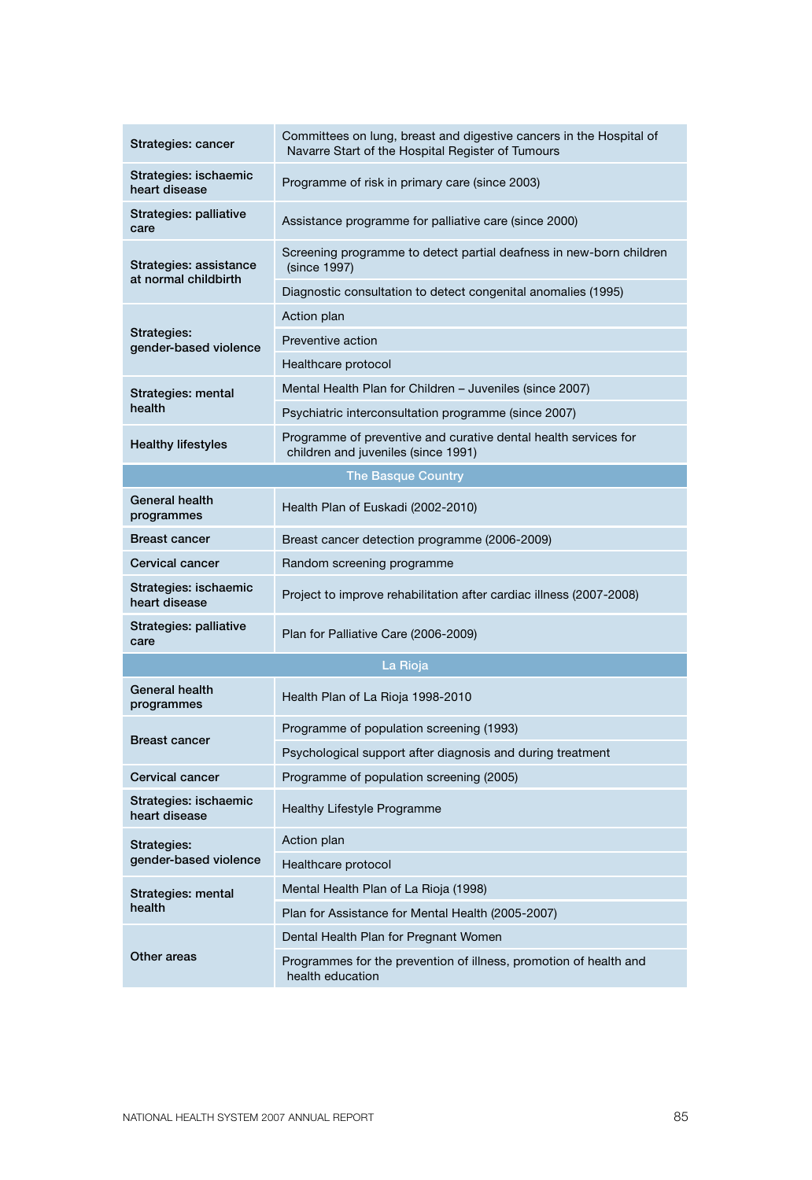| | |
|---|---|
| Strategies: cancer | Committees on lung, breast and digestive cancers in the Hospital of Navarre Start of the Hospital Register of Tumours |
| Strategies: ischaemic heart disease | Programme of risk in primary care (since 2003) |
| Strategies: palliative care | Assistance programme for palliative care (since 2000) |
| Strategies: assistance at normal childbirth | Screening programme to detect partial deafness in new-born children (since 1997) |
| | Diagnostic consultation to detect congenital anomalies (1995) |
| Strategies: gender-based violence | Action plan |
| | Preventive action |
| | Healthcare protocol |
| Strategies: mental health | Mental Health Plan for Children – Juveniles (since 2007) |
| | Psychiatric interconsultation programme (since 2007) |
| Healthy lifestyles | Programme of preventive and curative dental health services for children and juveniles (since 1991) |
| **The Basque Country** | |
| General health programmes | Health Plan of Euskadi (2002-2010) |
| Breast cancer | Breast cancer detection programme (2006-2009) |
| Cervical cancer | Random screening programme |
| Strategies: ischaemic heart disease | Project to improve rehabilitation after cardiac illness (2007-2008) |
| Strategies: palliative care | Plan for Palliative Care (2006-2009) |
| **La Rioja** | |
| General health programmes | Health Plan of La Rioja 1998-2010 |
| Breast cancer | Programme of population screening (1993) |
| | Psychological support after diagnosis and during treatment |
| Cervical cancer | Programme of population screening (2005) |
| Strategies: ischaemic heart disease | Healthy Lifestyle Programme |
| Strategies: gender-based violence | Action plan |
| | Healthcare protocol |
| Strategies: mental health | Mental Health Plan of La Rioja (1998) |
| | Plan for Assistance for Mental Health (2005-2007) |
| Other areas | Dental Health Plan for Pregnant Women |
| | Programmes for the prevention of illness, promotion of health and health education |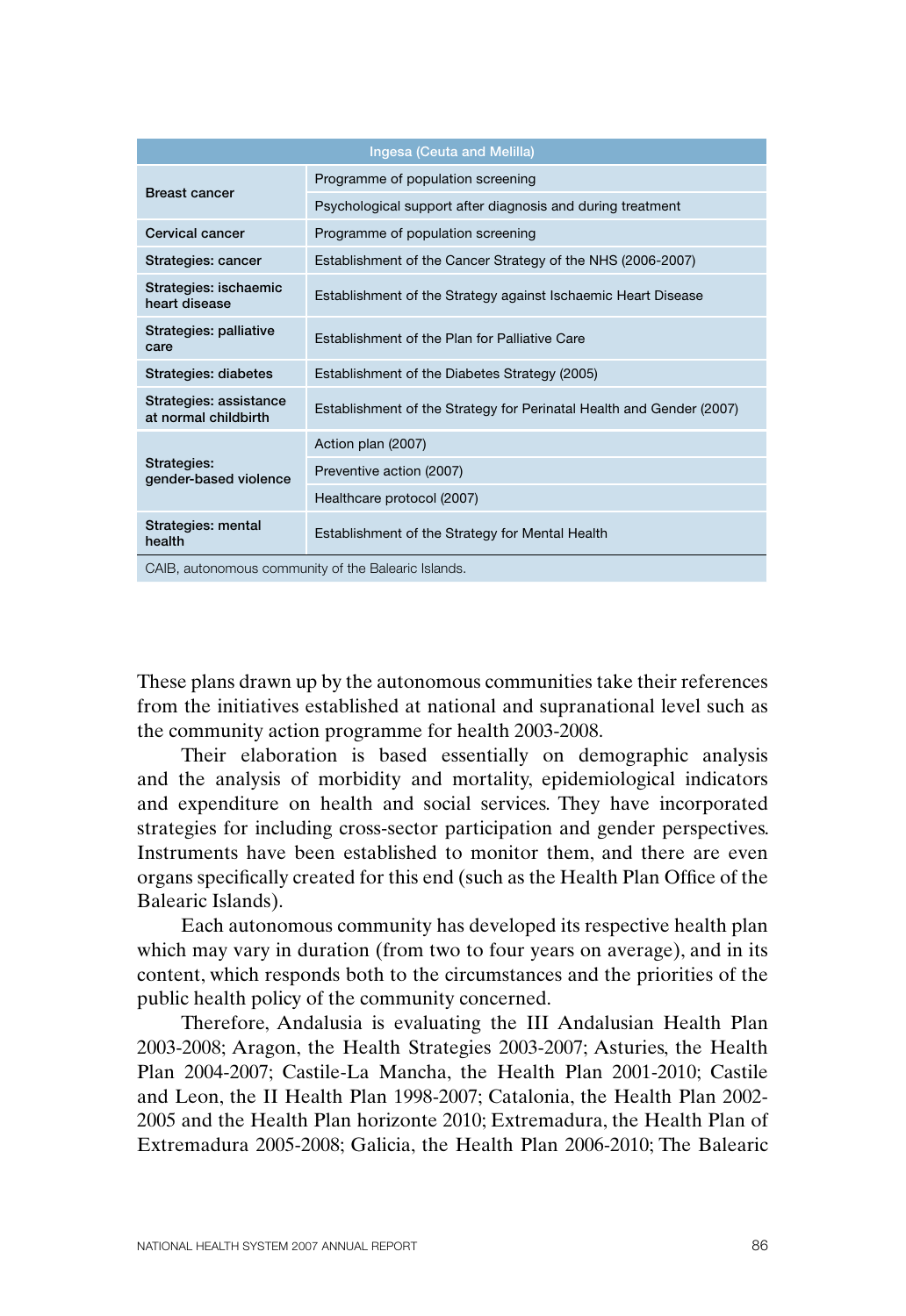| Ingesa (Ceuta and Melilla) | |
|---|---|
| Breast cancer | Programme of population screening |
| | Psychological support after diagnosis and during treatment |
| Cervical cancer | Programme of population screening |
| Strategies: cancer | Establishment of the Cancer Strategy of the NHS (2006-2007) |
| Strategies: ischaemic heart disease | Establishment of the Strategy against Ischaemic Heart Disease |
| Strategies: palliative care | Establishment of the Plan for Palliative Care |
| Strategies: diabetes | Establishment of the Diabetes Strategy (2005) |
| Strategies: assistance at normal childbirth | Establishment of the Strategy for Perinatal Health and Gender (2007) |
| Strategies: gender-based violence | Action plan (2007) |
| | Preventive action (2007) |
| | Healthcare protocol (2007) |
| Strategies: mental health | Establishment of the Strategy for Mental Health |

CAIB, autonomous community of the Balearic Islands.

These plans drawn up by the autonomous communities take their references from the initiatives established at national and supranational level such as the community action programme for health 2003-2008.

Their elaboration is based essentially on demographic analysis and the analysis of morbidity and mortality, epidemiological indicators and expenditure on health and social services. They have incorporated strategies for including cross-sector participation and gender perspectives. Instruments have been established to monitor them, and there are even organs specifically created for this end (such as the Health Plan Office of the Balearic Islands).

Each autonomous community has developed its respective health plan which may vary in duration (from two to four years on average), and in its content, which responds both to the circumstances and the priorities of the public health policy of the community concerned.

Therefore, Andalusia is evaluating the III Andalusian Health Plan 2003-2008; Aragon, the Health Strategies 2003-2007; Asturies, the Health Plan 2004-2007; Castile-La Mancha, the Health Plan 2001-2010; Castile and Leon, the II Health Plan 1998-2007; Catalonia, the Health Plan 2002-2005 and the Health Plan horizonte 2010; Extremadura, the Health Plan of Extremadura 2005-2008; Galicia, the Health Plan 2006-2010; The Balearic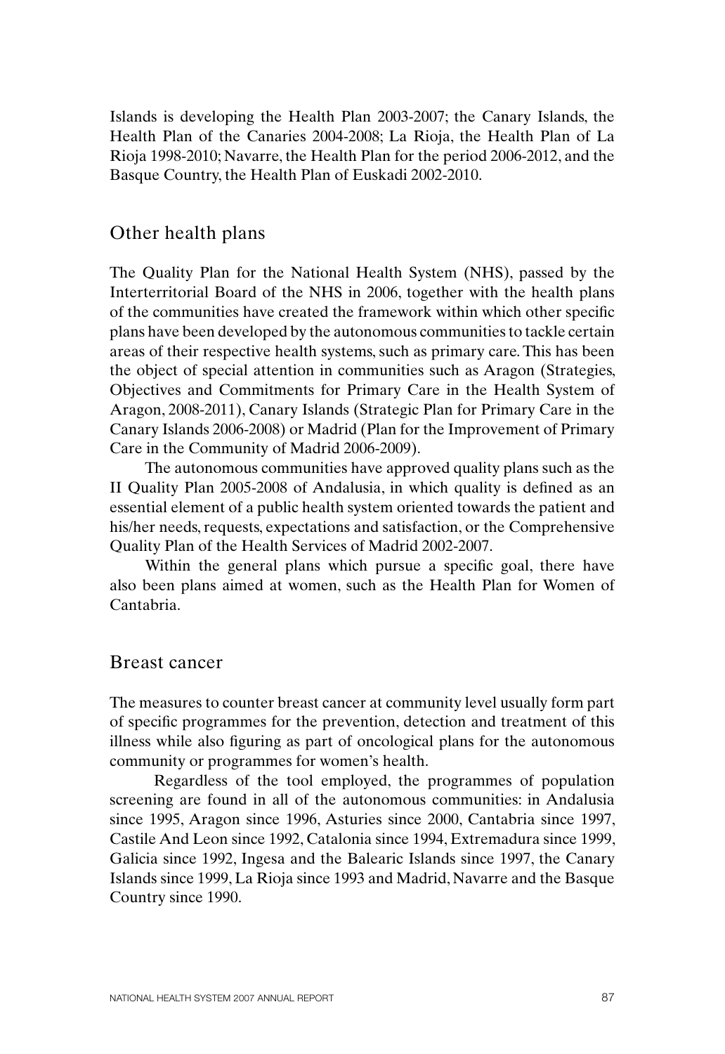Islands is developing the Health Plan 2003-2007; the Canary Islands, the Health Plan of the Canaries 2004-2008; La Rioja, the Health Plan of La Rioja 1998-2010; Navarre, the Health Plan for the period 2006-2012, and the Basque Country, the Health Plan of Euskadi 2002-2010.

## Other health plans

The Quality Plan for the National Health System (NHS), passed by the Interterritorial Board of the NHS in 2006, together with the health plans of the communities have created the framework within which other specific plans have been developed by the autonomous communities to tackle certain areas of their respective health systems, such as primary care. This has been the object of special attention in communities such as Aragon (Strategies, Objectives and Commitments for Primary Care in the Health System of Aragon, 2008-2011), Canary Islands (Strategic Plan for Primary Care in the Canary Islands 2006-2008) or Madrid (Plan for the Improvement of Primary Care in the Community of Madrid 2006-2009).

The autonomous communities have approved quality plans such as the II Quality Plan 2005-2008 of Andalusia, in which quality is defined as an essential element of a public health system oriented towards the patient and his/her needs, requests, expectations and satisfaction, or the Comprehensive Quality Plan of the Health Services of Madrid 2002-2007.

Within the general plans which pursue a specific goal, there have also been plans aimed at women, such as the Health Plan for Women of Cantabria.

## Breast cancer

The measures to counter breast cancer at community level usually form part of specific programmes for the prevention, detection and treatment of this illness while also figuring as part of oncological plans for the autonomous community or programmes for women's health.

Regardless of the tool employed, the programmes of population screening are found in all of the autonomous communities: in Andalusia since 1995, Aragon since 1996, Asturies since 2000, Cantabria since 1997, Castile And Leon since 1992, Catalonia since 1994, Extremadura since 1999, Galicia since 1992, Ingesa and the Balearic Islands since 1997, the Canary Islands since 1999, La Rioja since 1993 and Madrid, Navarre and the Basque Country since 1990.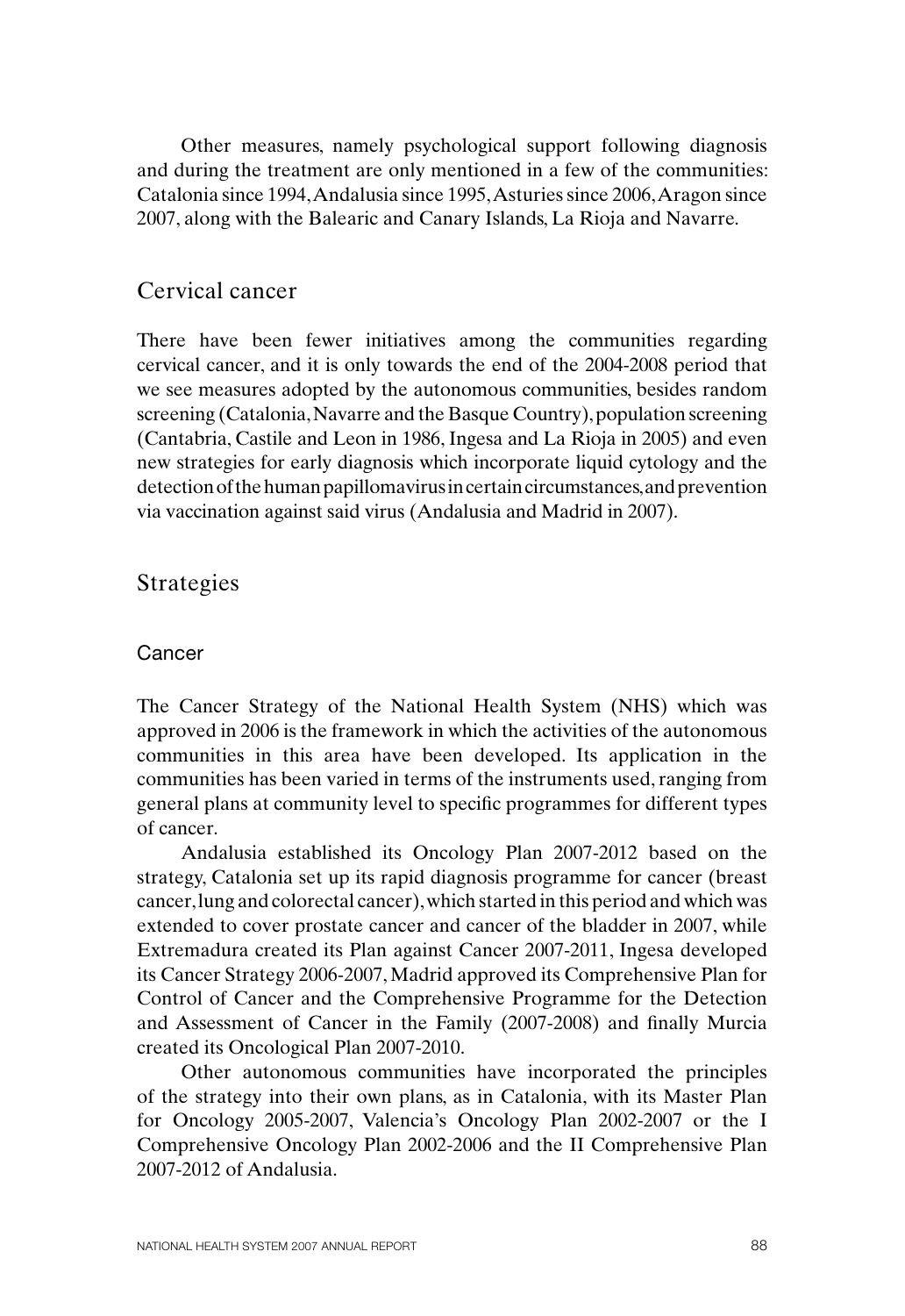Other measures, namely psychological support following diagnosis and during the treatment are only mentioned in a few of the communities: Catalonia since 1994, Andalusia since 1995, Asturies since 2006, Aragon since 2007, along with the Balearic and Canary Islands, La Rioja and Navarre.

## Cervical cancer

There have been fewer initiatives among the communities regarding cervical cancer, and it is only towards the end of the 2004-2008 period that we see measures adopted by the autonomous communities, besides random screening (Catalonia, Navarre and the Basque Country), population screening (Cantabria, Castile and Leon in 1986, Ingesa and La Rioja in 2005) and even new strategies for early diagnosis which incorporate liquid cytology and the detection of the human papillomavirus in certain circumstances, and prevention via vaccination against said virus (Andalusia and Madrid in 2007).

## Strategies

### Cancer

The Cancer Strategy of the National Health System (NHS) which was approved in 2006 is the framework in which the activities of the autonomous communities in this area have been developed. Its application in the communities has been varied in terms of the instruments used, ranging from general plans at community level to specific programmes for different types of cancer.

Andalusia established its Oncology Plan 2007-2012 based on the strategy, Catalonia set up its rapid diagnosis programme for cancer (breast cancer, lung and colorectal cancer), which started in this period and which was extended to cover prostate cancer and cancer of the bladder in 2007, while Extremadura created its Plan against Cancer 2007-2011, Ingesa developed its Cancer Strategy 2006-2007, Madrid approved its Comprehensive Plan for Control of Cancer and the Comprehensive Programme for the Detection and Assessment of Cancer in the Family (2007-2008) and finally Murcia created its Oncological Plan 2007-2010.

Other autonomous communities have incorporated the principles of the strategy into their own plans, as in Catalonia, with its Master Plan for Oncology 2005-2007, Valencia's Oncology Plan 2002-2007 or the I Comprehensive Oncology Plan 2002-2006 and the II Comprehensive Plan 2007-2012 of Andalusia.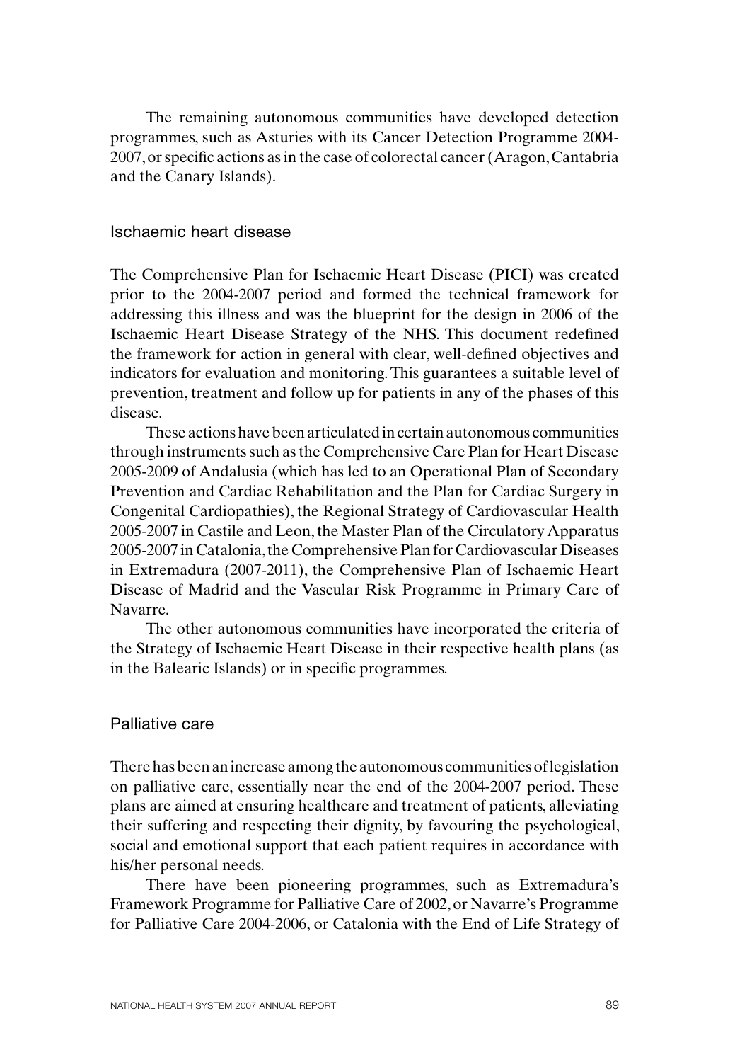The remaining autonomous communities have developed detection programmes, such as Asturies with its Cancer Detection Programme 2004-2007, or specific actions as in the case of colorectal cancer (Aragon, Cantabria and the Canary Islands).

### Ischaemic heart disease

The Comprehensive Plan for Ischaemic Heart Disease (PICI) was created prior to the 2004-2007 period and formed the technical framework for addressing this illness and was the blueprint for the design in 2006 of the Ischaemic Heart Disease Strategy of the NHS. This document redefined the framework for action in general with clear, well-defined objectives and indicators for evaluation and monitoring. This guarantees a suitable level of prevention, treatment and follow up for patients in any of the phases of this disease.

These actions have been articulated in certain autonomous communities through instruments such as the Comprehensive Care Plan for Heart Disease 2005-2009 of Andalusia (which has led to an Operational Plan of Secondary Prevention and Cardiac Rehabilitation and the Plan for Cardiac Surgery in Congenital Cardiopathies), the Regional Strategy of Cardiovascular Health 2005-2007 in Castile and Leon, the Master Plan of the Circulatory Apparatus 2005-2007 in Catalonia, the Comprehensive Plan for Cardiovascular Diseases in Extremadura (2007-2011), the Comprehensive Plan of Ischaemic Heart Disease of Madrid and the Vascular Risk Programme in Primary Care of Navarre.

The other autonomous communities have incorporated the criteria of the Strategy of Ischaemic Heart Disease in their respective health plans (as in the Balearic Islands) or in specific programmes.

### Palliative care

There has been an increase among the autonomous communities of legislation on palliative care, essentially near the end of the 2004-2007 period. These plans are aimed at ensuring healthcare and treatment of patients, alleviating their suffering and respecting their dignity, by favouring the psychological, social and emotional support that each patient requires in accordance with his/her personal needs.

There have been pioneering programmes, such as Extremadura's Framework Programme for Palliative Care of 2002, or Navarre's Programme for Palliative Care 2004-2006, or Catalonia with the End of Life Strategy of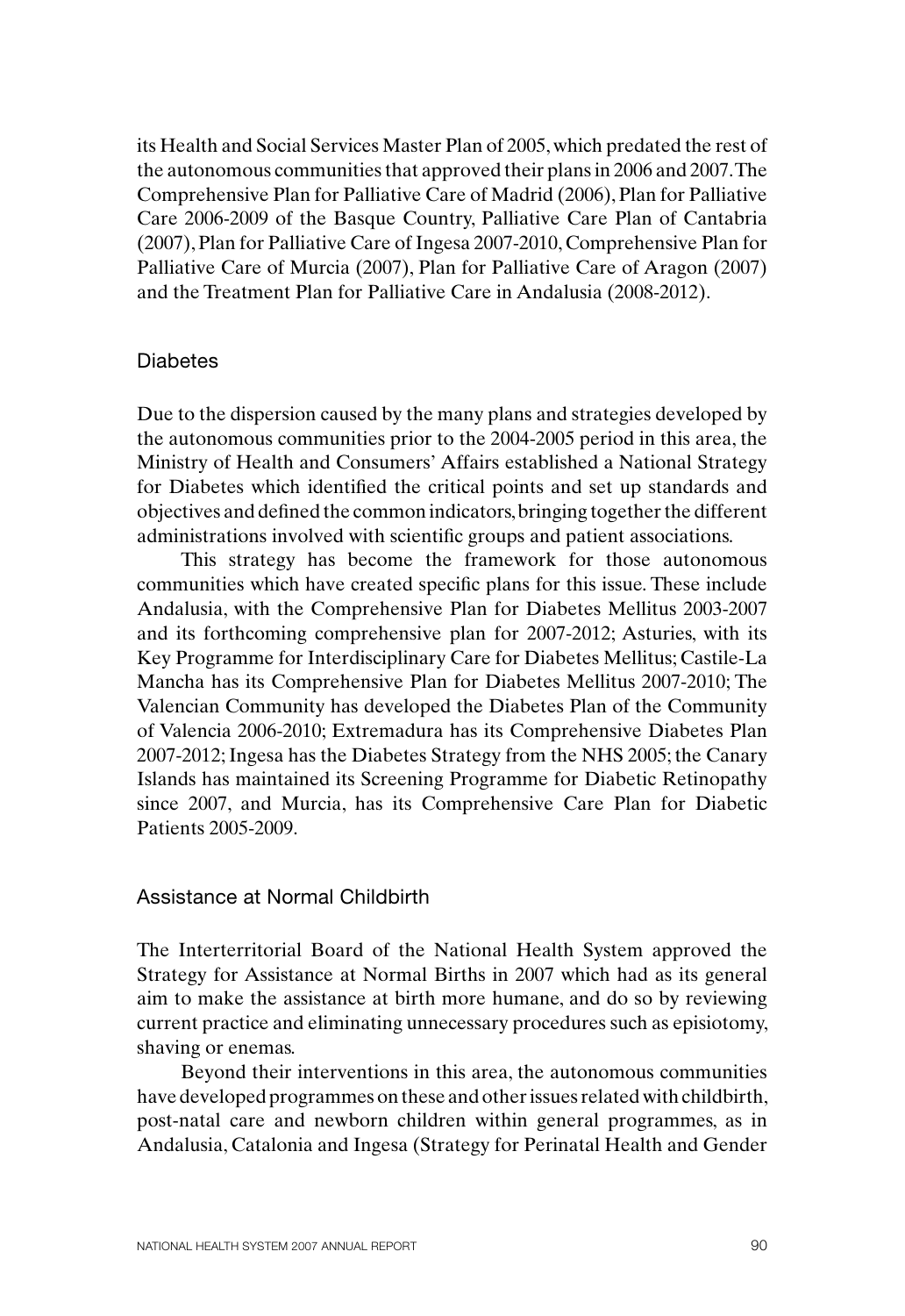its Health and Social Services Master Plan of 2005, which predated the rest of the autonomous communities that approved their plans in 2006 and 2007. The Comprehensive Plan for Palliative Care of Madrid (2006), Plan for Palliative Care 2006-2009 of the Basque Country, Palliative Care Plan of Cantabria (2007), Plan for Palliative Care of Ingesa 2007-2010, Comprehensive Plan for Palliative Care of Murcia (2007), Plan for Palliative Care of Aragon (2007) and the Treatment Plan for Palliative Care in Andalusia (2008-2012).

### Diabetes

Due to the dispersion caused by the many plans and strategies developed by the autonomous communities prior to the 2004-2005 period in this area, the Ministry of Health and Consumers' Affairs established a National Strategy for Diabetes which identified the critical points and set up standards and objectives and defined the common indicators, bringing together the different administrations involved with scientific groups and patient associations.

This strategy has become the framework for those autonomous communities which have created specific plans for this issue. These include Andalusia, with the Comprehensive Plan for Diabetes Mellitus 2003-2007 and its forthcoming comprehensive plan for 2007-2012; Asturies, with its Key Programme for Interdisciplinary Care for Diabetes Mellitus; Castile-La Mancha has its Comprehensive Plan for Diabetes Mellitus 2007-2010; The Valencian Community has developed the Diabetes Plan of the Community of Valencia 2006-2010; Extremadura has its Comprehensive Diabetes Plan 2007-2012; Ingesa has the Diabetes Strategy from the NHS 2005; the Canary Islands has maintained its Screening Programme for Diabetic Retinopathy since 2007, and Murcia, has its Comprehensive Care Plan for Diabetic Patients 2005-2009.

### Assistance at Normal Childbirth

The Interterritorial Board of the National Health System approved the Strategy for Assistance at Normal Births in 2007 which had as its general aim to make the assistance at birth more humane, and do so by reviewing current practice and eliminating unnecessary procedures such as episiotomy, shaving or enemas.

Beyond their interventions in this area, the autonomous communities have developed programmes on these and other issues related with childbirth, post-natal care and newborn children within general programmes, as in Andalusia, Catalonia and Ingesa (Strategy for Perinatal Health and Gender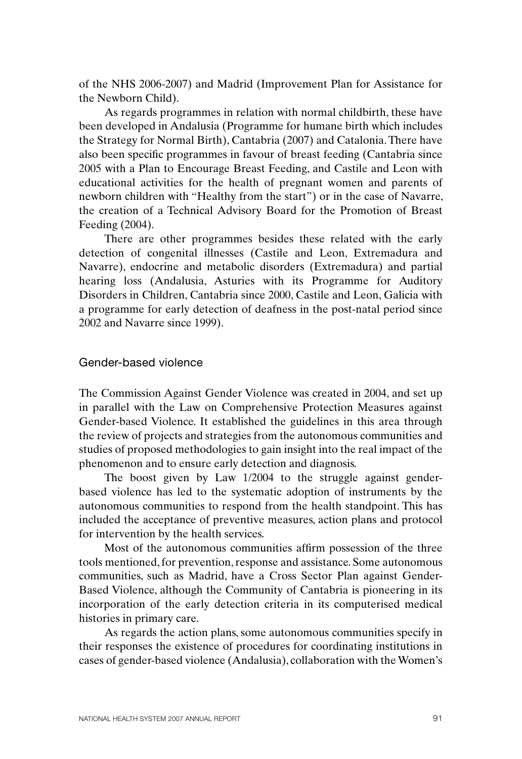of the NHS 2006-2007) and Madrid (Improvement Plan for Assistance for the Newborn Child).

As regards programmes in relation with normal childbirth, these have been developed in Andalusia (Programme for humane birth which includes the Strategy for Normal Birth), Cantabria (2007) and Catalonia. There have also been specific programmes in favour of breast feeding (Cantabria since 2005 with a Plan to Encourage Breast Feeding, and Castile and Leon with educational activities for the health of pregnant women and parents of newborn children with "Healthy from the start") or in the case of Navarre, the creation of a Technical Advisory Board for the Promotion of Breast Feeding (2004).

There are other programmes besides these related with the early detection of congenital illnesses (Castile and Leon, Extremadura and Navarre), endocrine and metabolic disorders (Extremadura) and partial hearing loss (Andalusia, Asturies with its Programme for Auditory Disorders in Children, Cantabria since 2000, Castile and Leon, Galicia with a programme for early detection of deafness in the post-natal period since 2002 and Navarre since 1999).

## Gender-based violence

The Commission Against Gender Violence was created in 2004, and set up in parallel with the Law on Comprehensive Protection Measures against Gender-based Violence. It established the guidelines in this area through the review of projects and strategies from the autonomous communities and studies of proposed methodologies to gain insight into the real impact of the phenomenon and to ensure early detection and diagnosis.

The boost given by Law 1/2004 to the struggle against gender-based violence has led to the systematic adoption of instruments by the autonomous communities to respond from the health standpoint. This has included the acceptance of preventive measures, action plans and protocol for intervention by the health services.

Most of the autonomous communities affirm possession of the three tools mentioned, for prevention, response and assistance. Some autonomous communities, such as Madrid, have a Cross Sector Plan against Gender-Based Violence, although the Community of Cantabria is pioneering in its incorporation of the early detection criteria in its computerised medical histories in primary care.

As regards the action plans, some autonomous communities specify in their responses the existence of procedures for coordinating institutions in cases of gender-based violence (Andalusia), collaboration with the Women's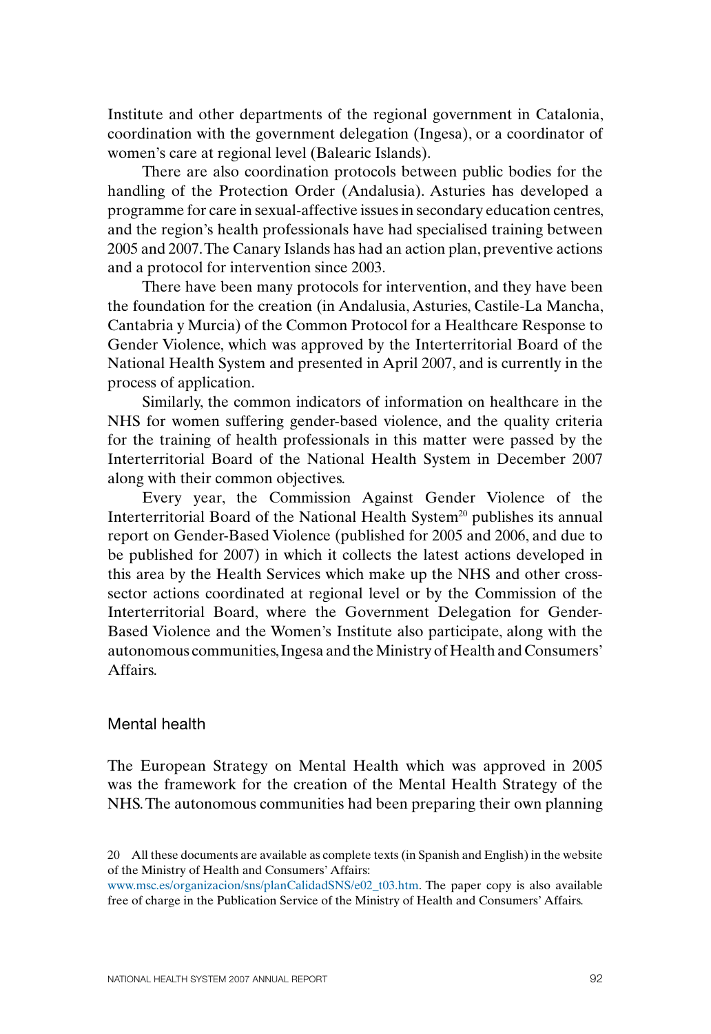Institute and other departments of the regional government in Catalonia, coordination with the government delegation (Ingesa), or a coordinator of women's care at regional level (Balearic Islands).

There are also coordination protocols between public bodies for the handling of the Protection Order (Andalusia). Asturies has developed a programme for care in sexual-affective issues in secondary education centres, and the region's health professionals have had specialised training between 2005 and 2007. The Canary Islands has had an action plan, preventive actions and a protocol for intervention since 2003.

There have been many protocols for intervention, and they have been the foundation for the creation (in Andalusia, Asturies, Castile-La Mancha, Cantabria y Murcia) of the Common Protocol for a Healthcare Response to Gender Violence, which was approved by the Interterritorial Board of the National Health System and presented in April 2007, and is currently in the process of application.

Similarly, the common indicators of information on healthcare in the NHS for women suffering gender-based violence, and the quality criteria for the training of health professionals in this matter were passed by the Interterritorial Board of the National Health System in December 2007 along with their common objectives.

Every year, the Commission Against Gender Violence of the Interterritorial Board of the National Health System[20] publishes its annual report on Gender-Based Violence (published for 2005 and 2006, and due to be published for 2007) in which it collects the latest actions developed in this area by the Health Services which make up the NHS and other cross-sector actions coordinated at regional level or by the Commission of the Interterritorial Board, where the Government Delegation for Gender-Based Violence and the Women's Institute also participate, along with the autonomous communities, Ingesa and the Ministry of Health and Consumers' Affairs.

### Mental health

The European Strategy on Mental Health which was approved in 2005 was the framework for the creation of the Mental Health Strategy of the NHS. The autonomous communities had been preparing their own planning

20 All these documents are available as complete texts (in Spanish and English) in the website of the Ministry of Health and Consumers' Affairs: www.msc.es/organizacion/sns/planCalidadSNS/e02_t03.htm. The paper copy is also available free of charge in the Publication Service of the Ministry of Health and Consumers' Affairs.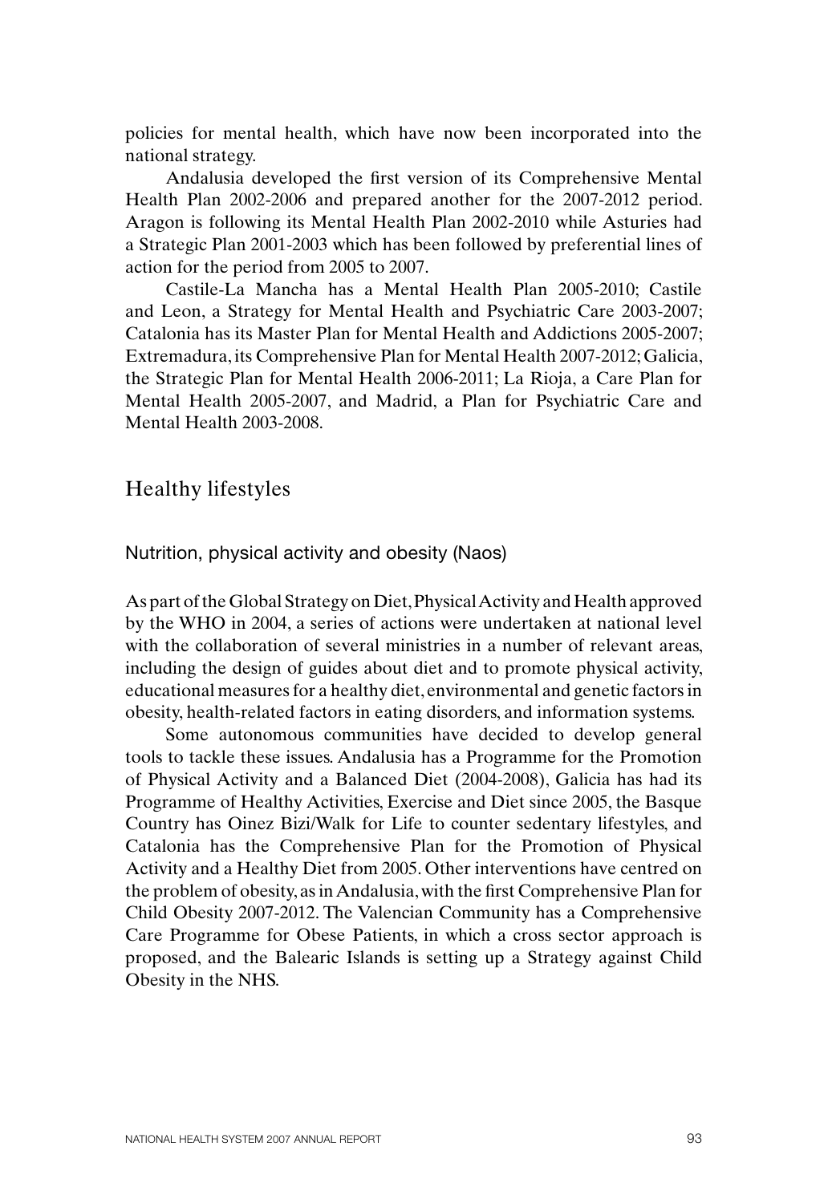policies for mental health, which have now been incorporated into the national strategy.

Andalusia developed the first version of its Comprehensive Mental Health Plan 2002-2006 and prepared another for the 2007-2012 period. Aragon is following its Mental Health Plan 2002-2010 while Asturies had a Strategic Plan 2001-2003 which has been followed by preferential lines of action for the period from 2005 to 2007.

Castile-La Mancha has a Mental Health Plan 2005-2010; Castile and Leon, a Strategy for Mental Health and Psychiatric Care 2003-2007; Catalonia has its Master Plan for Mental Health and Addictions 2005-2007; Extremadura, its Comprehensive Plan for Mental Health 2007-2012; Galicia, the Strategic Plan for Mental Health 2006-2011; La Rioja, a Care Plan for Mental Health 2005-2007, and Madrid, a Plan for Psychiatric Care and Mental Health 2003-2008.

## Healthy lifestyles

### Nutrition, physical activity and obesity (Naos)

As part of the Global Strategy on Diet, Physical Activity and Health approved by the WHO in 2004, a series of actions were undertaken at national level with the collaboration of several ministries in a number of relevant areas, including the design of guides about diet and to promote physical activity, educational measures for a healthy diet, environmental and genetic factors in obesity, health-related factors in eating disorders, and information systems.

Some autonomous communities have decided to develop general tools to tackle these issues. Andalusia has a Programme for the Promotion of Physical Activity and a Balanced Diet (2004-2008), Galicia has had its Programme of Healthy Activities, Exercise and Diet since 2005, the Basque Country has Oinez Bizi/Walk for Life to counter sedentary lifestyles, and Catalonia has the Comprehensive Plan for the Promotion of Physical Activity and a Healthy Diet from 2005. Other interventions have centred on the problem of obesity, as in Andalusia, with the first Comprehensive Plan for Child Obesity 2007-2012. The Valencian Community has a Comprehensive Care Programme for Obese Patients, in which a cross sector approach is proposed, and the Balearic Islands is setting up a Strategy against Child Obesity in the NHS.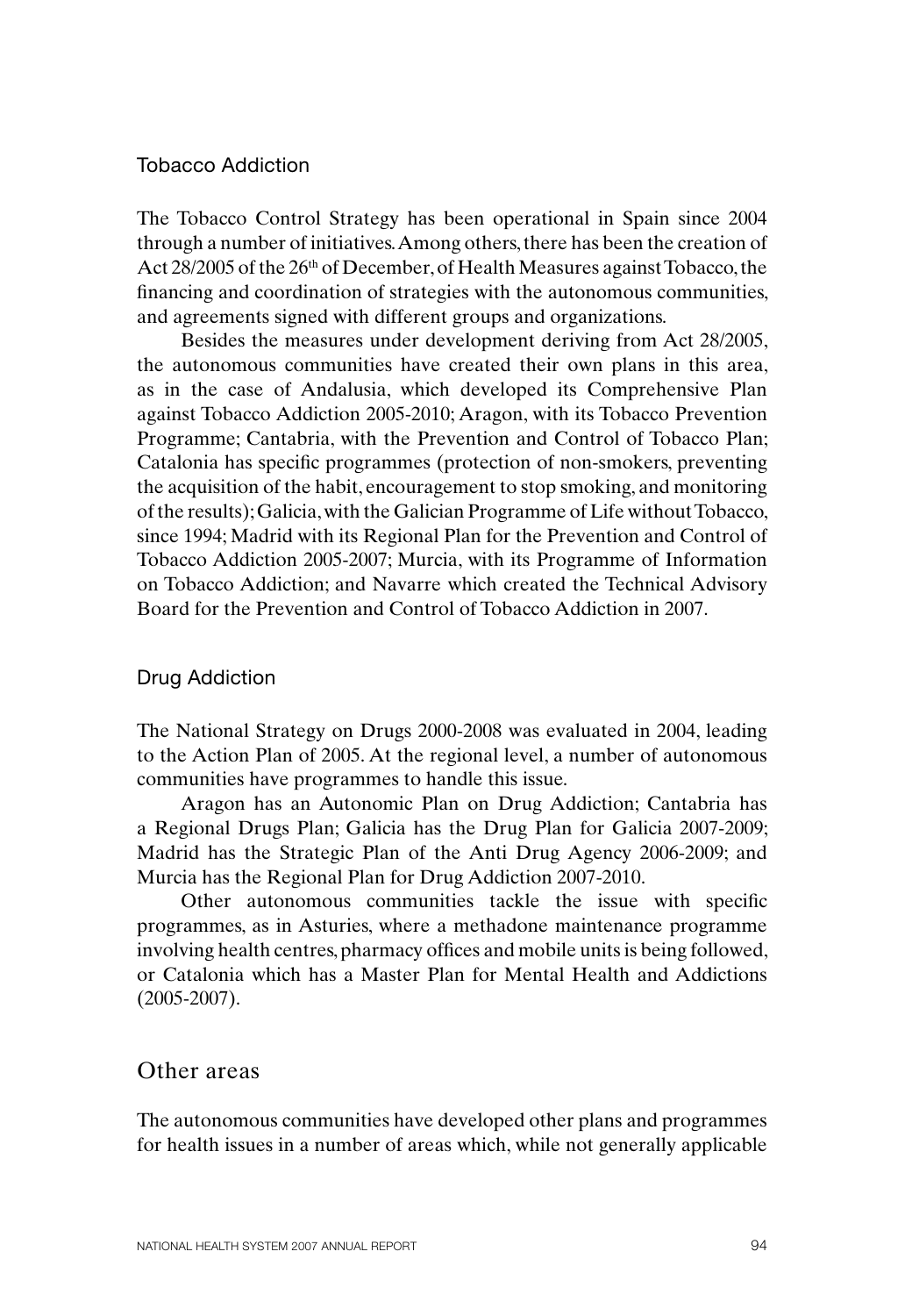### Tobacco Addiction

The Tobacco Control Strategy has been operational in Spain since 2004 through a number of initiatives. Among others, there has been the creation of Act 28/2005 of the 26th of December, of Health Measures against Tobacco, the financing and coordination of strategies with the autonomous communities, and agreements signed with different groups and organizations.

Besides the measures under development deriving from Act 28/2005, the autonomous communities have created their own plans in this area, as in the case of Andalusia, which developed its Comprehensive Plan against Tobacco Addiction 2005-2010; Aragon, with its Tobacco Prevention Programme; Cantabria, with the Prevention and Control of Tobacco Plan; Catalonia has specific programmes (protection of non-smokers, preventing the acquisition of the habit, encouragement to stop smoking, and monitoring of the results); Galicia, with the Galician Programme of Life without Tobacco, since 1994; Madrid with its Regional Plan for the Prevention and Control of Tobacco Addiction 2005-2007; Murcia, with its Programme of Information on Tobacco Addiction; and Navarre which created the Technical Advisory Board for the Prevention and Control of Tobacco Addiction in 2007.

### Drug Addiction

The National Strategy on Drugs 2000-2008 was evaluated in 2004, leading to the Action Plan of 2005. At the regional level, a number of autonomous communities have programmes to handle this issue.

Aragon has an Autonomic Plan on Drug Addiction; Cantabria has a Regional Drugs Plan; Galicia has the Drug Plan for Galicia 2007-2009; Madrid has the Strategic Plan of the Anti Drug Agency 2006-2009; and Murcia has the Regional Plan for Drug Addiction 2007-2010.

Other autonomous communities tackle the issue with specific programmes, as in Asturies, where a methadone maintenance programme involving health centres, pharmacy offices and mobile units is being followed, or Catalonia which has a Master Plan for Mental Health and Addictions (2005-2007).

## Other areas

The autonomous communities have developed other plans and programmes for health issues in a number of areas which, while not generally applicable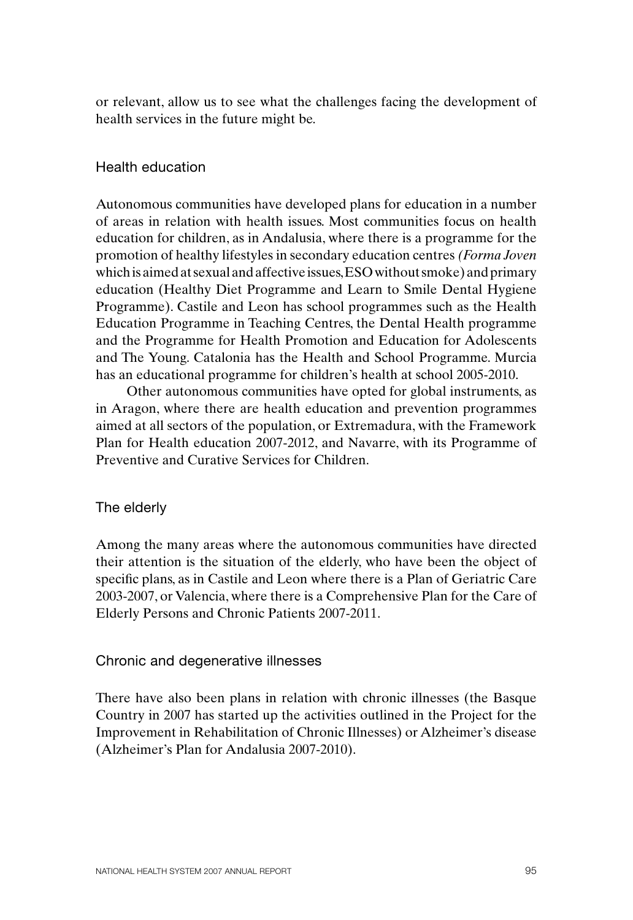or relevant, allow us to see what the challenges facing the development of health services in the future might be.

## Health education

Autonomous communities have developed plans for education in a number of areas in relation with health issues. Most communities focus on health education for children, as in Andalusia, where there is a programme for the promotion of healthy lifestyles in secondary education centres *(Forma Joven* which is aimed at sexual and affective issues, ESO without smoke) and primary education (Healthy Diet Programme and Learn to Smile Dental Hygiene Programme). Castile and Leon has school programmes such as the Health Education Programme in Teaching Centres, the Dental Health programme and the Programme for Health Promotion and Education for Adolescents and The Young. Catalonia has the Health and School Programme. Murcia has an educational programme for children's health at school 2005-2010.

Other autonomous communities have opted for global instruments, as in Aragon, where there are health education and prevention programmes aimed at all sectors of the population, or Extremadura, with the Framework Plan for Health education 2007-2012, and Navarre, with its Programme of Preventive and Curative Services for Children.

## The elderly

Among the many areas where the autonomous communities have directed their attention is the situation of the elderly, who have been the object of specific plans, as in Castile and Leon where there is a Plan of Geriatric Care 2003-2007, or Valencia, where there is a Comprehensive Plan for the Care of Elderly Persons and Chronic Patients 2007-2011.

## Chronic and degenerative illnesses

There have also been plans in relation with chronic illnesses (the Basque Country in 2007 has started up the activities outlined in the Project for the Improvement in Rehabilitation of Chronic Illnesses) or Alzheimer's disease (Alzheimer's Plan for Andalusia 2007-2010).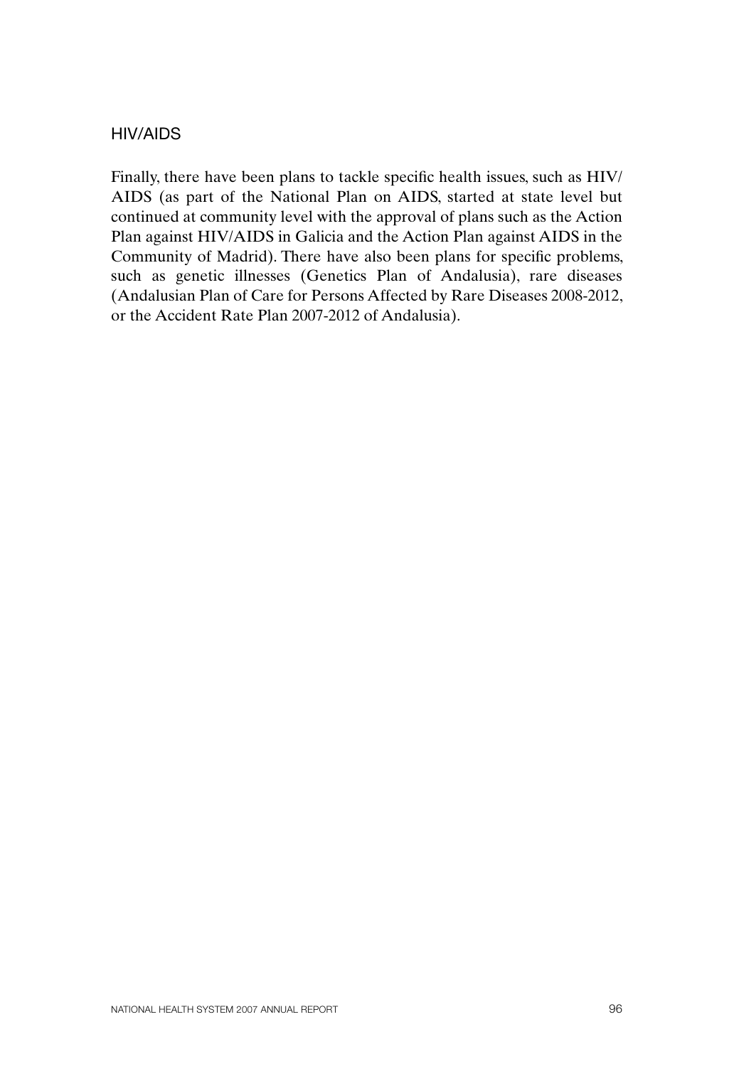### HIV/AIDS

Finally, there have been plans to tackle specific health issues, such as HIV/AIDS (as part of the National Plan on AIDS, started at state level but continued at community level with the approval of plans such as the Action Plan against HIV/AIDS in Galicia and the Action Plan against AIDS in the Community of Madrid). There have also been plans for specific problems, such as genetic illnesses (Genetics Plan of Andalusia), rare diseases (Andalusian Plan of Care for Persons Affected by Rare Diseases 2008-2012, or the Accident Rate Plan 2007-2012 of Andalusia).